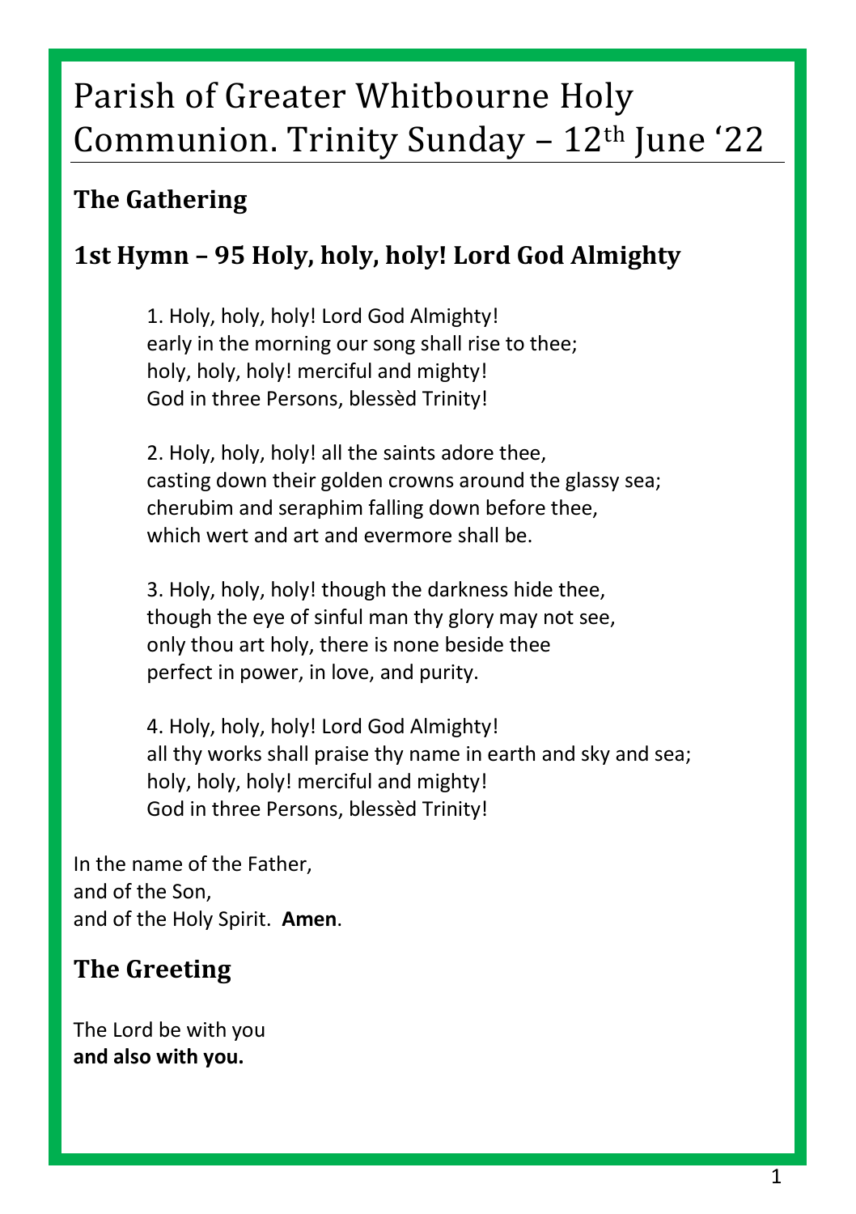# Parish of Greater Whitbourne Holy Communion. Trinity Sunday – 12th June '22

## The Gathering

## 1st Hymn – 95 Holy, holy, holy! Lord God Almighty

1. Holy, holy, holy! Lord God Almighty!
early in the morning our song shall rise to thee;
holy, holy, holy! merciful and mighty!
God in three Persons, blessèd Trinity!

2. Holy, holy, holy! all the saints adore thee,
casting down their golden crowns around the glassy sea;
cherubim and seraphim falling down before thee,
which wert and art and evermore shall be.

3. Holy, holy, holy! though the darkness hide thee,
though the eye of sinful man thy glory may not see,
only thou art holy, there is none beside thee
perfect in power, in love, and purity.

4. Holy, holy, holy! Lord God Almighty!
all thy works shall praise thy name in earth and sky and sea;
holy, holy, holy! merciful and mighty!
God in three Persons, blessèd Trinity!

In the name of the Father,
and of the Son,
and of the Holy Spirit. **Amen**.

## The Greeting

The Lord be with you
**and also with you.**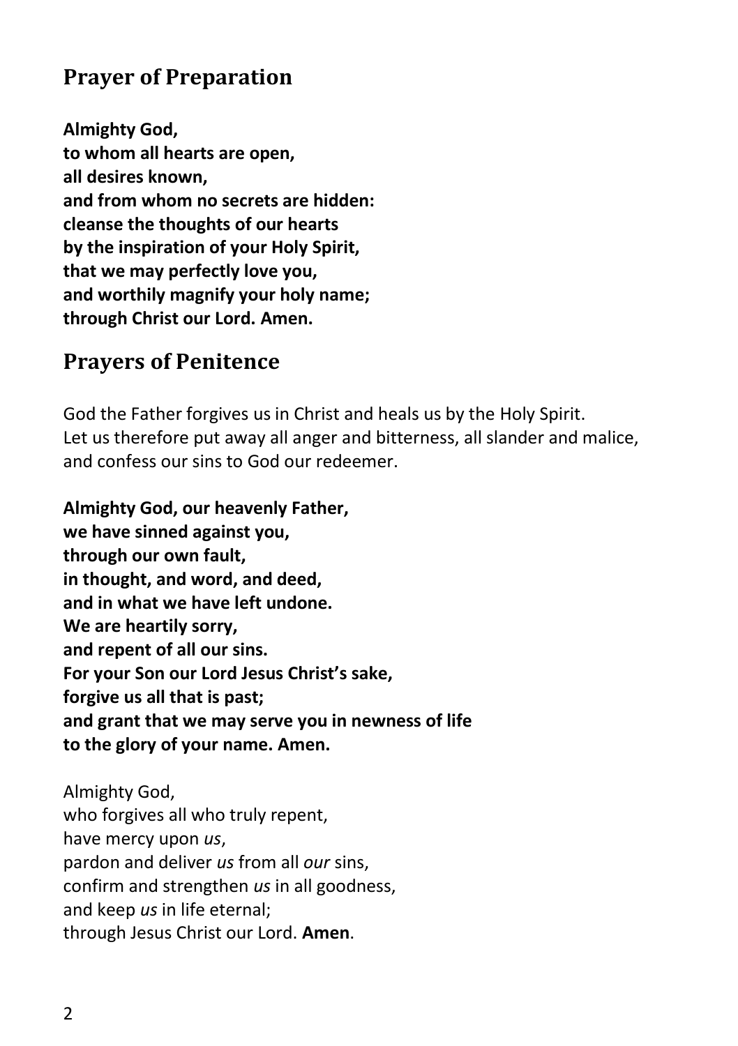## Prayer of Preparation

**Almighty God,**
**to whom all hearts are open,**
**all desires known,**
**and from whom no secrets are hidden:**
**cleanse the thoughts of our hearts**
**by the inspiration of your Holy Spirit,**
**that we may perfectly love you,**
**and worthily magnify your holy name;**
**through Christ our Lord. Amen.**

## Prayers of Penitence

God the Father forgives us in Christ and heals us by the Holy Spirit.
Let us therefore put away all anger and bitterness, all slander and malice, and confess our sins to God our redeemer.

**Almighty God, our heavenly Father,**
**we have sinned against you,**
**through our own fault,**
**in thought, and word, and deed,**
**and in what we have left undone.**
**We are heartily sorry,**
**and repent of all our sins.**
**For your Son our Lord Jesus Christ's sake,**
**forgive us all that is past;**
**and grant that we may serve you in newness of life**
**to the glory of your name. Amen.**

Almighty God,
who forgives all who truly repent,
have mercy upon *us*,
pardon and deliver *us* from all *our* sins,
confirm and strengthen *us* in all goodness,
and keep *us* in life eternal;
through Jesus Christ our Lord. **Amen**.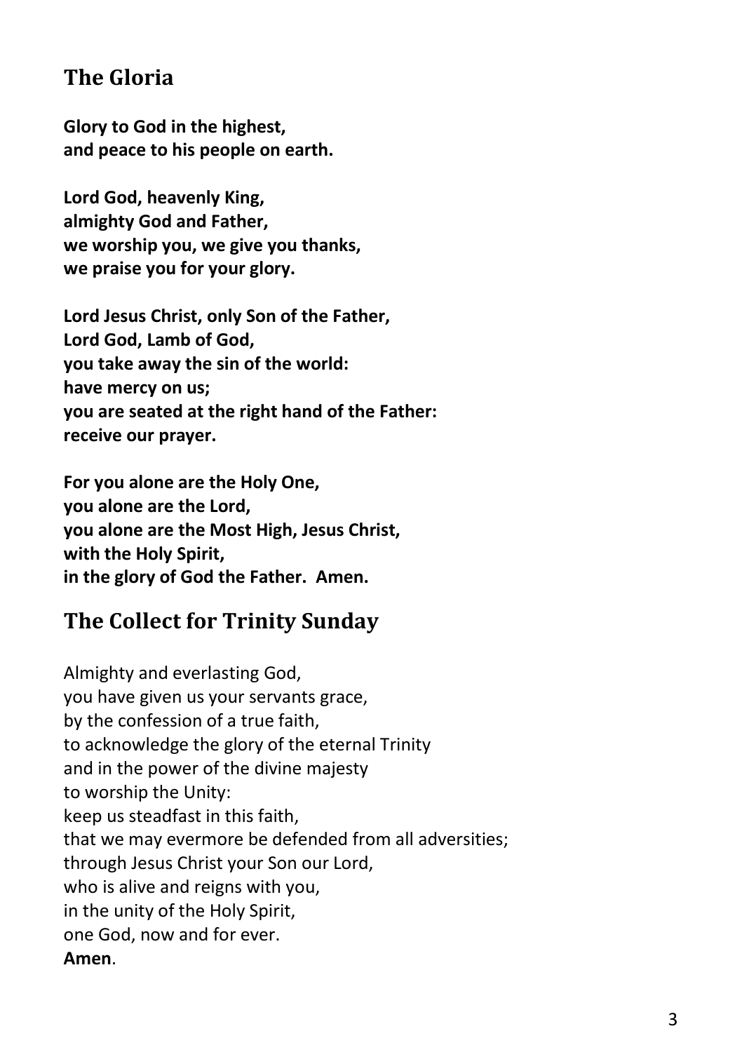## The Gloria

**Glory to God in the highest,**
**and peace to his people on earth.**

**Lord God, heavenly King,**
**almighty God and Father,**
**we worship you, we give you thanks,**
**we praise you for your glory.**

**Lord Jesus Christ, only Son of the Father,**
**Lord God, Lamb of God,**
**you take away the sin of the world:**
**have mercy on us;**
**you are seated at the right hand of the Father:**
**receive our prayer.**

**For you alone are the Holy One,**
**you alone are the Lord,**
**you alone are the Most High, Jesus Christ,**
**with the Holy Spirit,**
**in the glory of God the Father. Amen.**

## The Collect for Trinity Sunday

Almighty and everlasting God,
you have given us your servants grace,
by the confession of a true faith,
to acknowledge the glory of the eternal Trinity
and in the power of the divine majesty
to worship the Unity:
keep us steadfast in this faith,
that we may evermore be defended from all adversities;
through Jesus Christ your Son our Lord,
who is alive and reigns with you,
in the unity of the Holy Spirit,
one God, now and for ever.
**Amen**.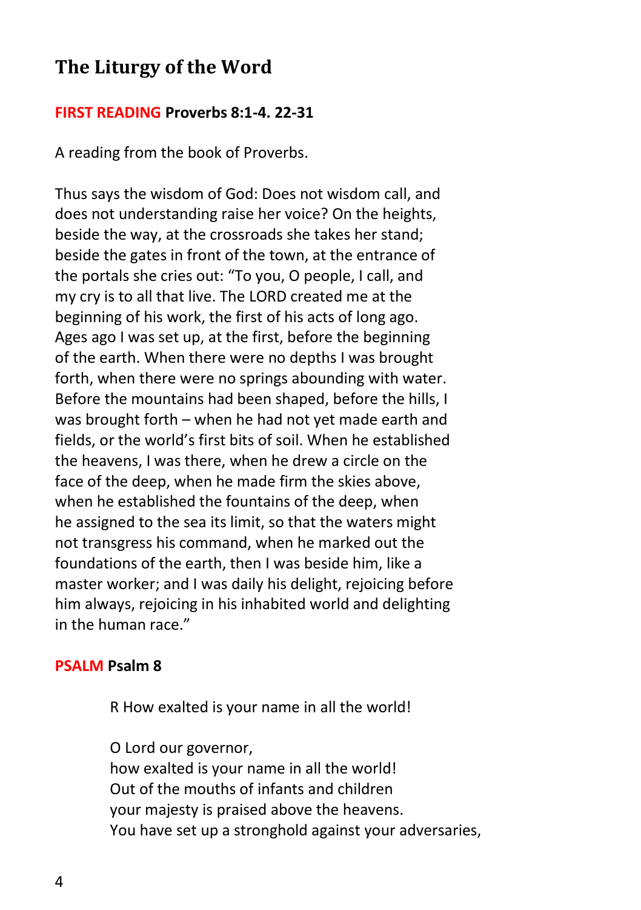## The Liturgy of the Word

**FIRST READING Proverbs 8:1-4. 22-31**

A reading from the book of Proverbs.

Thus says the wisdom of God: Does not wisdom call, and does not understanding raise her voice? On the heights, beside the way, at the crossroads she takes her stand; beside the gates in front of the town, at the entrance of the portals she cries out: "To you, O people, I call, and my cry is to all that live. The LORD created me at the beginning of his work, the first of his acts of long ago. Ages ago I was set up, at the first, before the beginning of the earth. When there were no depths I was brought forth, when there were no springs abounding with water. Before the mountains had been shaped, before the hills, I was brought forth – when he had not yet made earth and fields, or the world's first bits of soil. When he established the heavens, I was there, when he drew a circle on the face of the deep, when he made firm the skies above, when he established the fountains of the deep, when he assigned to the sea its limit, so that the waters might not transgress his command, when he marked out the foundations of the earth, then I was beside him, like a master worker; and I was daily his delight, rejoicing before him always, rejoicing in his inhabited world and delighting in the human race."

**PSALM Psalm 8**

R How exalted is your name in all the world!

O Lord our governor,
how exalted is your name in all the world!
Out of the mouths of infants and children
your majesty is praised above the heavens.
You have set up a stronghold against your adversaries,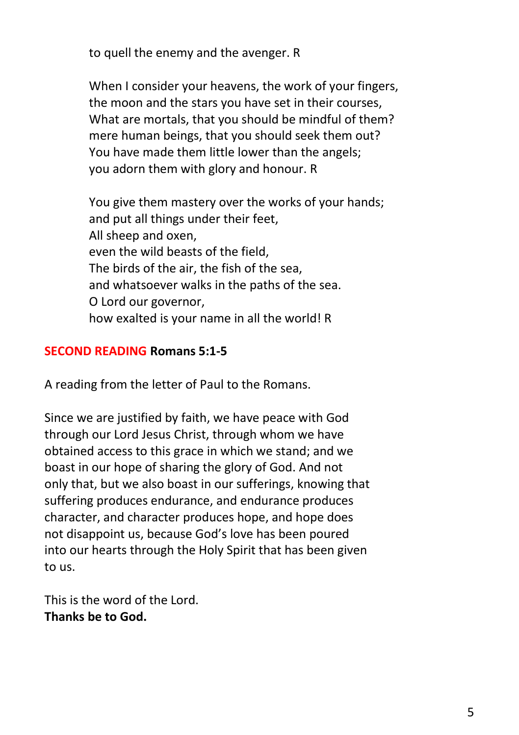to quell the enemy and the avenger. R

When I consider your heavens, the work of your fingers,  
the moon and the stars you have set in their courses,  
What are mortals, that you should be mindful of them?  
mere human beings, that you should seek them out?  
You have made them little lower than the angels;  
you adorn them with glory and honour. R

You give them mastery over the works of your hands;  
and put all things under their feet,  
All sheep and oxen,  
even the wild beasts of the field,  
The birds of the air, the fish of the sea,  
and whatsoever walks in the paths of the sea.  
O Lord our governor,  
how exalted is your name in all the world! R

**SECOND READING Romans 5:1-5**

A reading from the letter of Paul to the Romans.

Since we are justified by faith, we have peace with God through our Lord Jesus Christ, through whom we have obtained access to this grace in which we stand; and we boast in our hope of sharing the glory of God. And not only that, but we also boast in our sufferings, knowing that suffering produces endurance, and endurance produces character, and character produces hope, and hope does not disappoint us, because God's love has been poured into our hearts through the Holy Spirit that has been given to us.

This is the word of the Lord.  
**Thanks be to God.**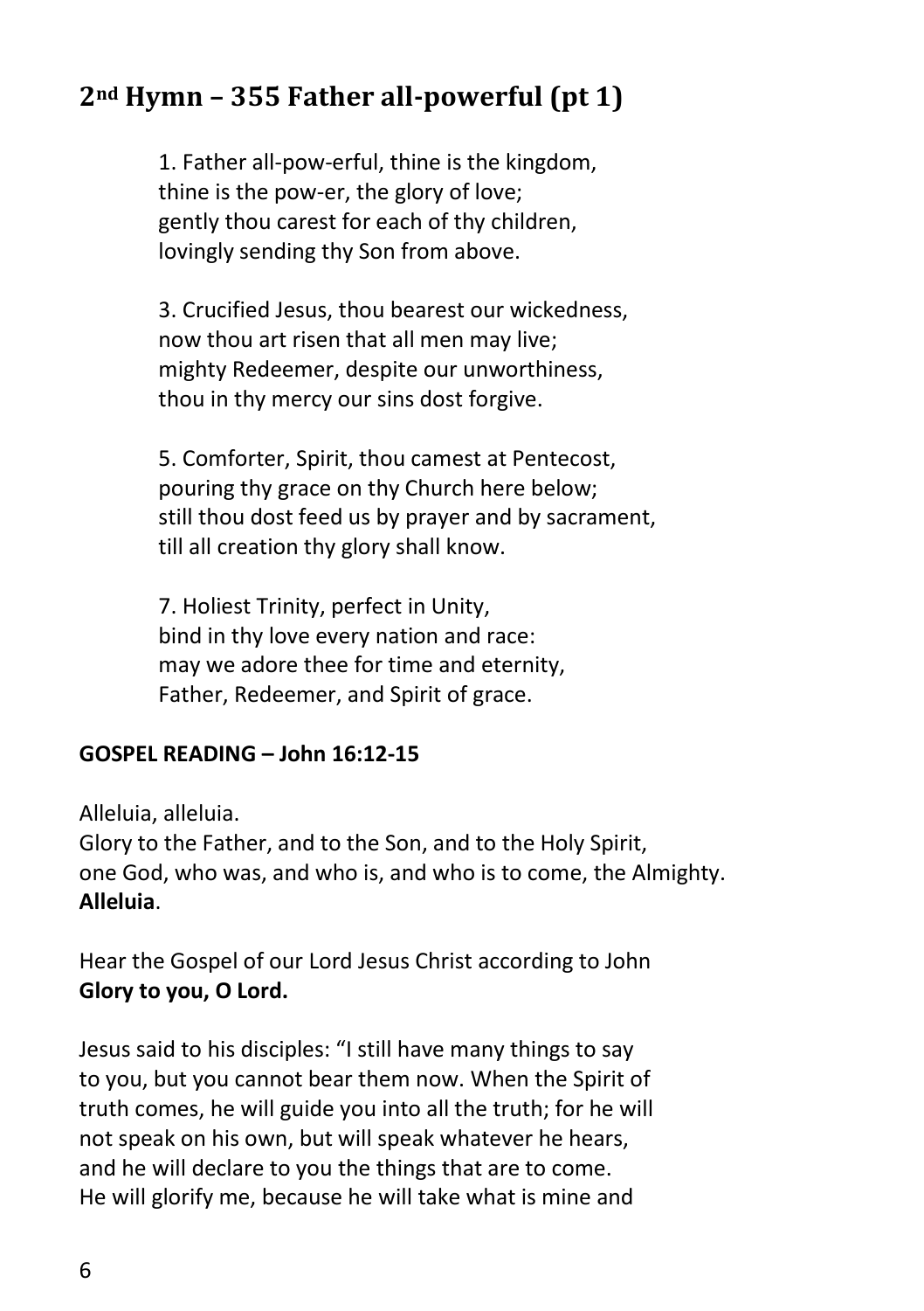## 2nd Hymn – 355 Father all-powerful (pt 1)

1. Father all-pow-erful, thine is the kingdom,  
thine is the pow-er, the glory of love;  
gently thou carest for each of thy children,  
lovingly sending thy Son from above.

3. Crucified Jesus, thou bearest our wickedness,  
now thou art risen that all men may live;  
mighty Redeemer, despite our unworthiness,  
thou in thy mercy our sins dost forgive.

5. Comforter, Spirit, thou camest at Pentecost,  
pouring thy grace on thy Church here below;  
still thou dost feed us by prayer and by sacrament,  
till all creation thy glory shall know.

7. Holiest Trinity, perfect in Unity,  
bind in thy love every nation and race:  
may we adore thee for time and eternity,  
Father, Redeemer, and Spirit of grace.

**GOSPEL READING – John 16:12-15**

Alleluia, alleluia.  
Glory to the Father, and to the Son, and to the Holy Spirit,  
one God, who was, and who is, and who is to come, the Almighty.  
**Alleluia**.

Hear the Gospel of our Lord Jesus Christ according to John  
**Glory to you, O Lord.**

Jesus said to his disciples: "I still have many things to say to you, but you cannot bear them now. When the Spirit of truth comes, he will guide you into all the truth; for he will not speak on his own, but will speak whatever he hears, and he will declare to you the things that are to come. He will glorify me, because he will take what is mine and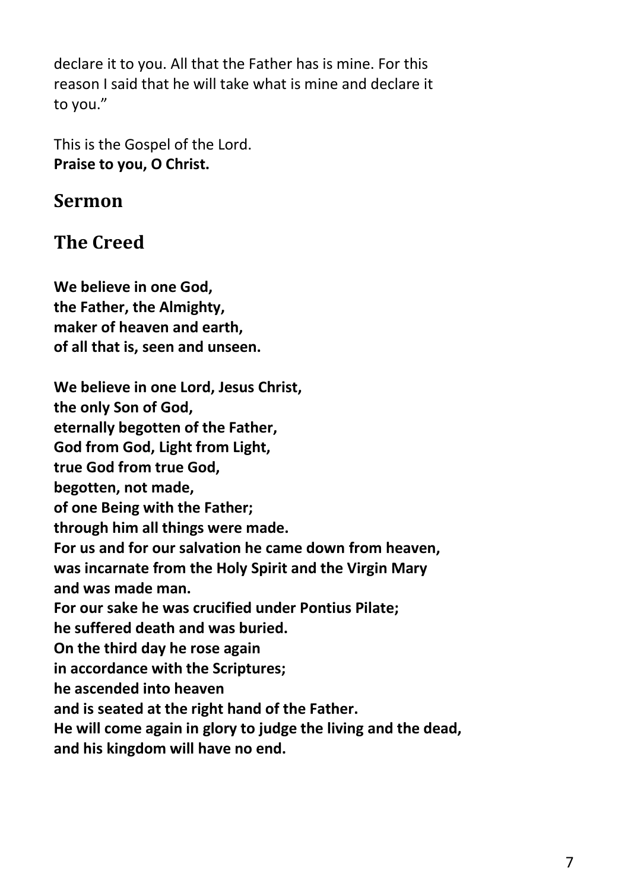declare it to you. All that the Father has is mine. For this reason I said that he will take what is mine and declare it to you."

This is the Gospel of the Lord.
**Praise to you, O Christ.**

## Sermon

## The Creed

**We believe in one God,**
**the Father, the Almighty,**
**maker of heaven and earth,**
**of all that is, seen and unseen.**

**We believe in one Lord, Jesus Christ,**
**the only Son of God,**
**eternally begotten of the Father,**
**God from God, Light from Light,**
**true God from true God,**
**begotten, not made,**
**of one Being with the Father;**
**through him all things were made.**
**For us and for our salvation he came down from heaven,**
**was incarnate from the Holy Spirit and the Virgin Mary**
**and was made man.**
**For our sake he was crucified under Pontius Pilate;**
**he suffered death and was buried.**
**On the third day he rose again**
**in accordance with the Scriptures;**
**he ascended into heaven**
**and is seated at the right hand of the Father.**
**He will come again in glory to judge the living and the dead,**
**and his kingdom will have no end.**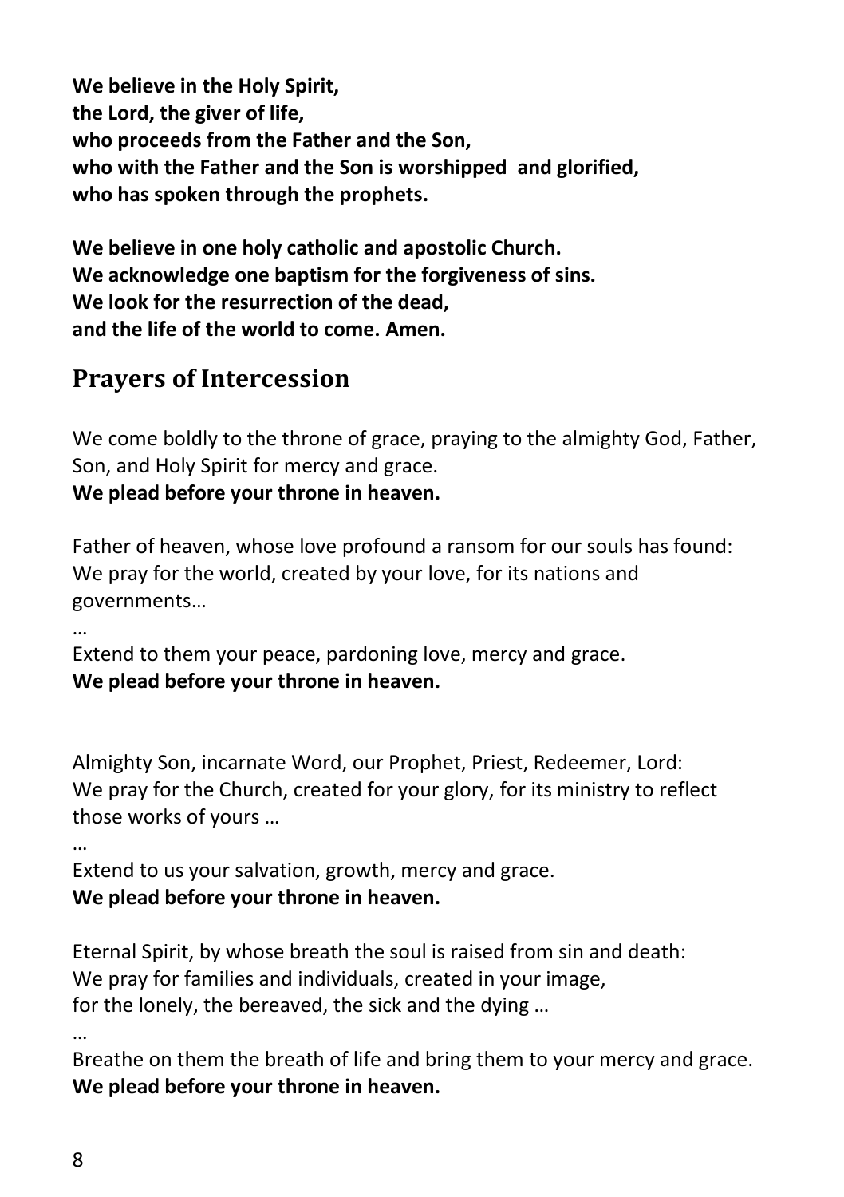**We believe in the Holy Spirit,**
**the Lord, the giver of life,**
**who proceeds from the Father and the Son,**
**who with the Father and the Son is worshipped and glorified,**
**who has spoken through the prophets.**

**We believe in one holy catholic and apostolic Church.**
**We acknowledge one baptism for the forgiveness of sins.**
**We look for the resurrection of the dead,**
**and the life of the world to come. Amen.**

## Prayers of Intercession

We come boldly to the throne of grace, praying to the almighty God, Father, Son, and Holy Spirit for mercy and grace.
**We plead before your throne in heaven.**

Father of heaven, whose love profound a ransom for our souls has found:
We pray for the world, created by your love, for its nations and governments…

…

Extend to them your peace, pardoning love, mercy and grace.
**We plead before your throne in heaven.**

Almighty Son, incarnate Word, our Prophet, Priest, Redeemer, Lord:
We pray for the Church, created for your glory, for its ministry to reflect those works of yours …

…

Extend to us your salvation, growth, mercy and grace.
**We plead before your throne in heaven.**

Eternal Spirit, by whose breath the soul is raised from sin and death:
We pray for families and individuals, created in your image,
for the lonely, the bereaved, the sick and the dying …

…

Breathe on them the breath of life and bring them to your mercy and grace.
**We plead before your throne in heaven.**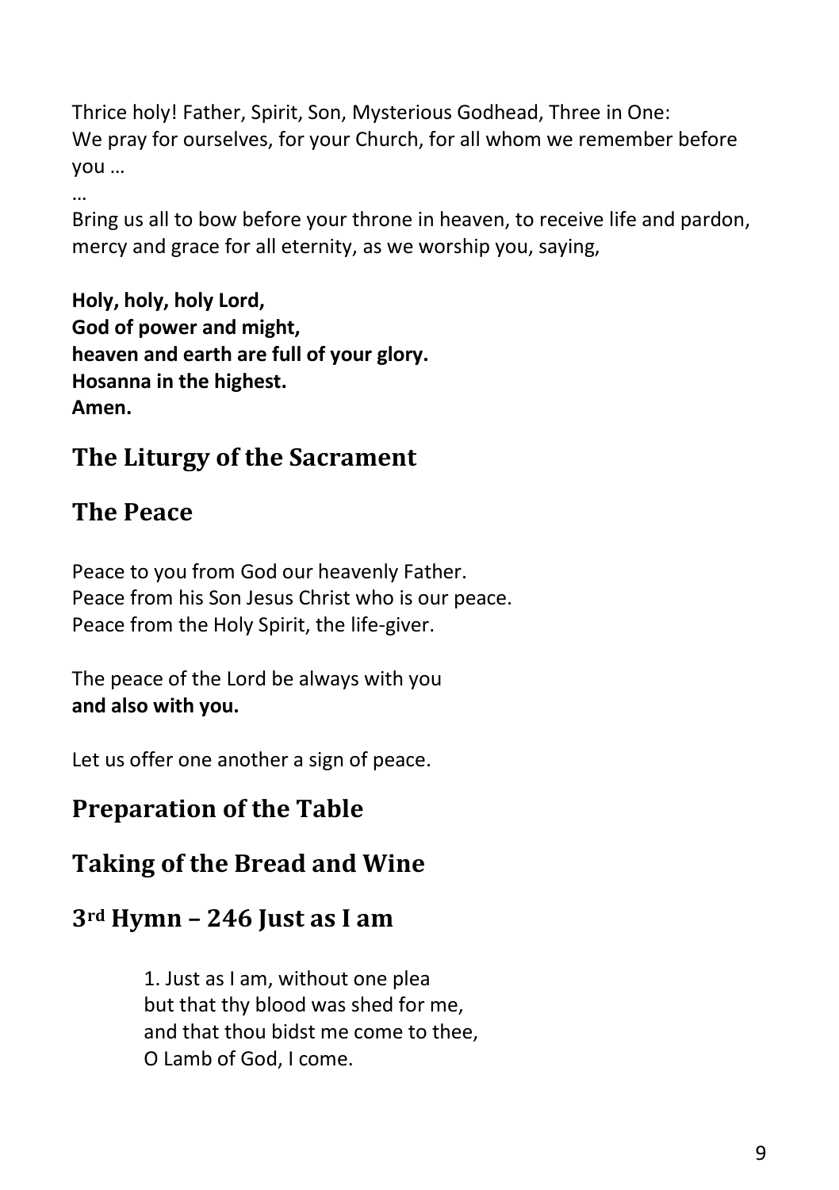Thrice holy! Father, Spirit, Son, Mysterious Godhead, Three in One:
We pray for ourselves, for your Church, for all whom we remember before you …

…

Bring us all to bow before your throne in heaven, to receive life and pardon, mercy and grace for all eternity, as we worship you, saying,

**Holy, holy, holy Lord,**
**God of power and might,**
**heaven and earth are full of your glory.**
**Hosanna in the highest.**
**Amen.**

## The Liturgy of the Sacrament

## The Peace

Peace to you from God our heavenly Father.
Peace from his Son Jesus Christ who is our peace.
Peace from the Holy Spirit, the life-giver.

The peace of the Lord be always with you
**and also with you.**

Let us offer one another a sign of peace.

## Preparation of the Table

## Taking of the Bread and Wine

## 3rd Hymn – 246 Just as I am

1. Just as I am, without one plea
but that thy blood was shed for me,
and that thou bidst me come to thee,
O Lamb of God, I come.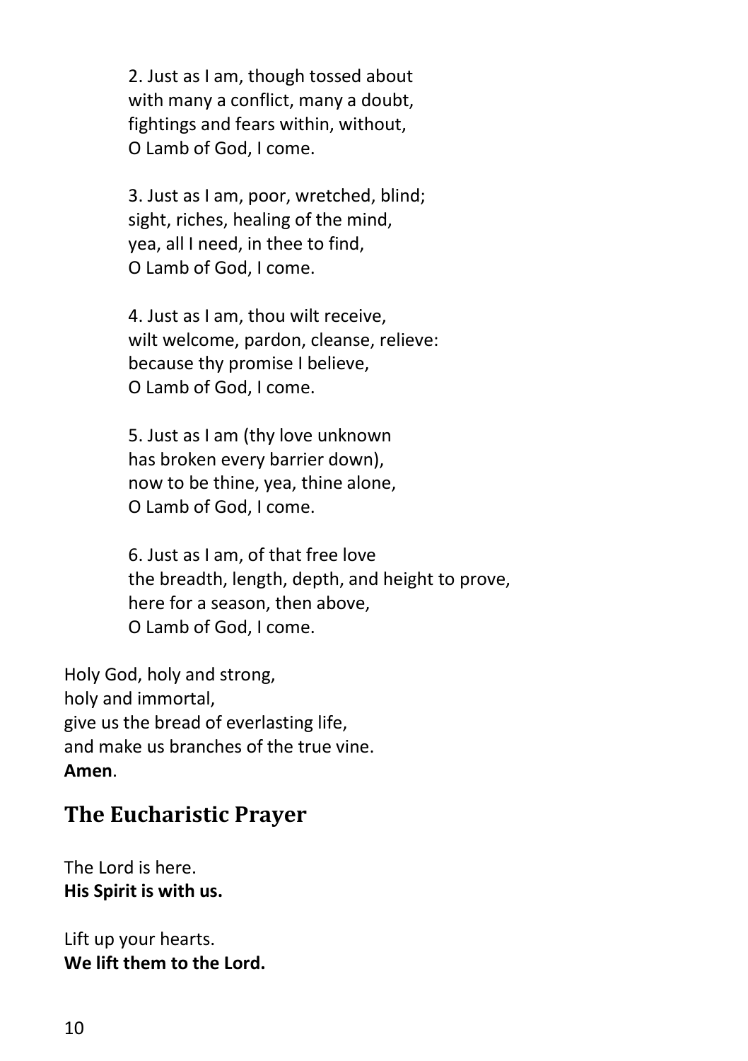2. Just as I am, though tossed about
with many a conflict, many a doubt,
fightings and fears within, without,
O Lamb of God, I come.

3. Just as I am, poor, wretched, blind;
sight, riches, healing of the mind,
yea, all I need, in thee to find,
O Lamb of God, I come.

4. Just as I am, thou wilt receive,
wilt welcome, pardon, cleanse, relieve:
because thy promise I believe,
O Lamb of God, I come.

5. Just as I am (thy love unknown
has broken every barrier down),
now to be thine, yea, thine alone,
O Lamb of God, I come.

6. Just as I am, of that free love
the breadth, length, depth, and height to prove,
here for a season, then above,
O Lamb of God, I come.

Holy God, holy and strong,
holy and immortal,
give us the bread of everlasting life,
and make us branches of the true vine.
**Amen**.

## The Eucharistic Prayer

The Lord is here.
**His Spirit is with us.**

Lift up your hearts.
**We lift them to the Lord.**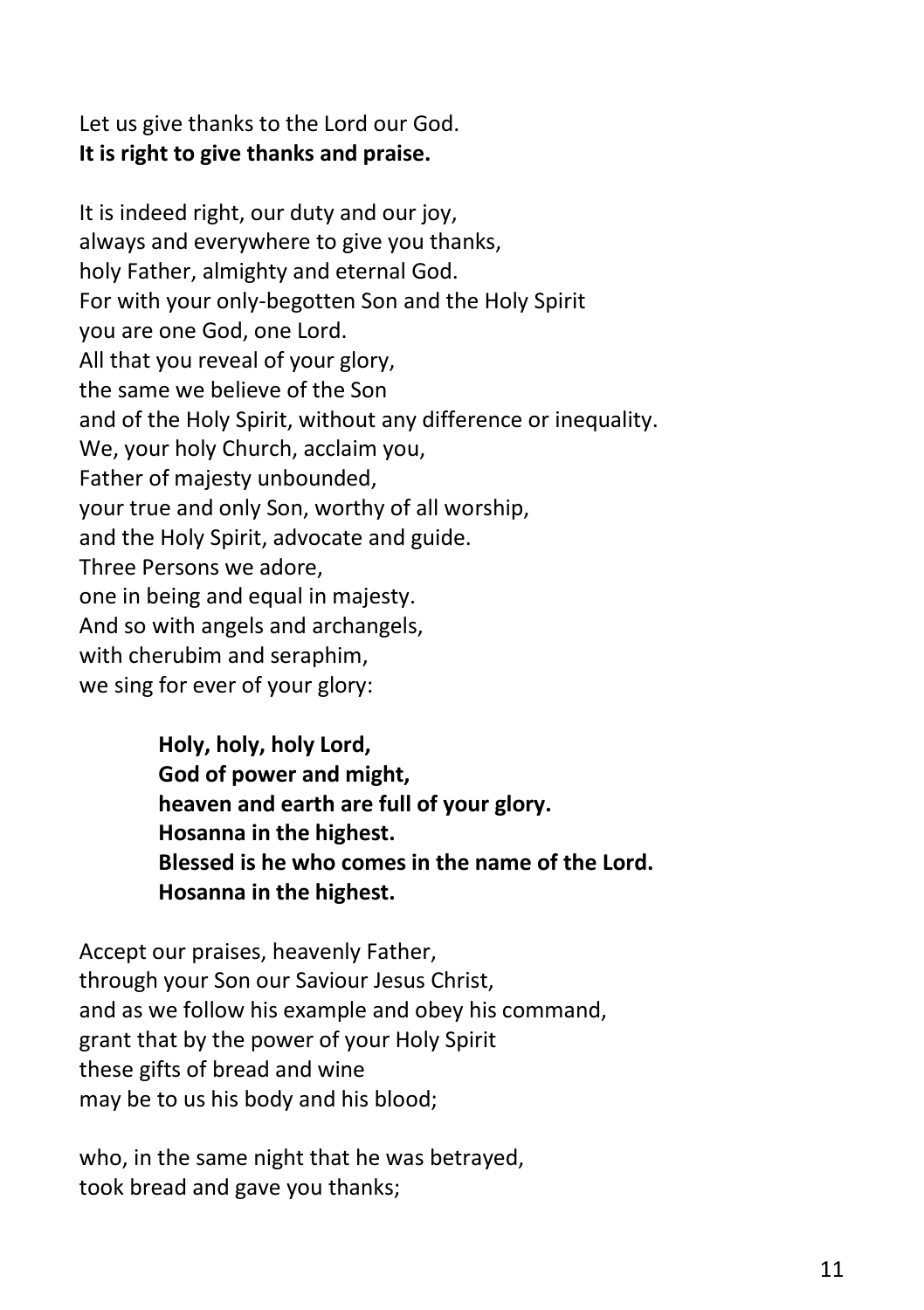Let us give thanks to the Lord our God.
**It is right to give thanks and praise.**

It is indeed right, our duty and our joy,
always and everywhere to give you thanks,
holy Father, almighty and eternal God.
For with your only-begotten Son and the Holy Spirit
you are one God, one Lord.
All that you reveal of your glory,
the same we believe of the Son
and of the Holy Spirit, without any difference or inequality.
We, your holy Church, acclaim you,
Father of majesty unbounded,
your true and only Son, worthy of all worship,
and the Holy Spirit, advocate and guide.
Three Persons we adore,
one in being and equal in majesty.
And so with angels and archangels,
with cherubim and seraphim,
we sing for ever of your glory:

> **Holy, holy, holy Lord,**
> **God of power and might,**
> **heaven and earth are full of your glory.**
> **Hosanna in the highest.**
> **Blessed is he who comes in the name of the Lord.**
> **Hosanna in the highest.**

Accept our praises, heavenly Father,
through your Son our Saviour Jesus Christ,
and as we follow his example and obey his command,
grant that by the power of your Holy Spirit
these gifts of bread and wine
may be to us his body and his blood;

who, in the same night that he was betrayed,
took bread and gave you thanks;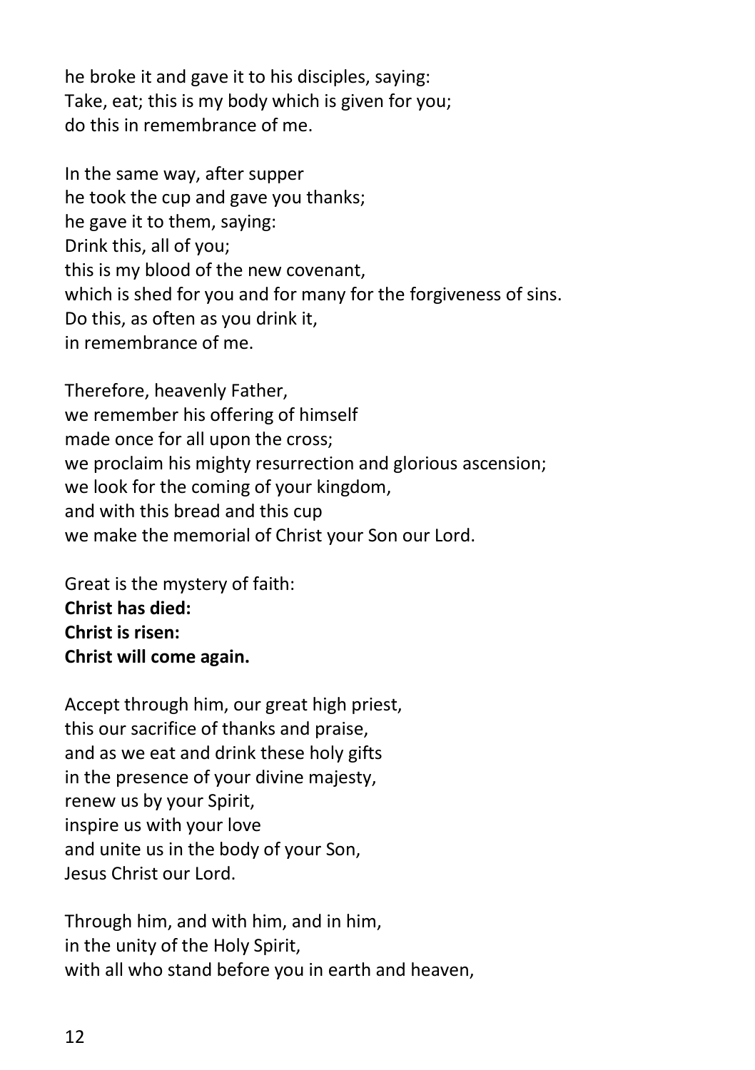he broke it and gave it to his disciples, saying:  
Take, eat; this is my body which is given for you;  
do this in remembrance of me.

In the same way, after supper  
he took the cup and gave you thanks;  
he gave it to them, saying:  
Drink this, all of you;  
this is my blood of the new covenant,  
which is shed for you and for many for the forgiveness of sins.  
Do this, as often as you drink it,  
in remembrance of me.

Therefore, heavenly Father,  
we remember his offering of himself  
made once for all upon the cross;  
we proclaim his mighty resurrection and glorious ascension;  
we look for the coming of your kingdom,  
and with this bread and this cup  
we make the memorial of Christ your Son our Lord.

Great is the mystery of faith:  
**Christ has died:**  
**Christ is risen:**  
**Christ will come again.**

Accept through him, our great high priest,  
this our sacrifice of thanks and praise,  
and as we eat and drink these holy gifts  
in the presence of your divine majesty,  
renew us by your Spirit,  
inspire us with your love  
and unite us in the body of your Son,  
Jesus Christ our Lord.

Through him, and with him, and in him,  
in the unity of the Holy Spirit,  
with all who stand before you in earth and heaven,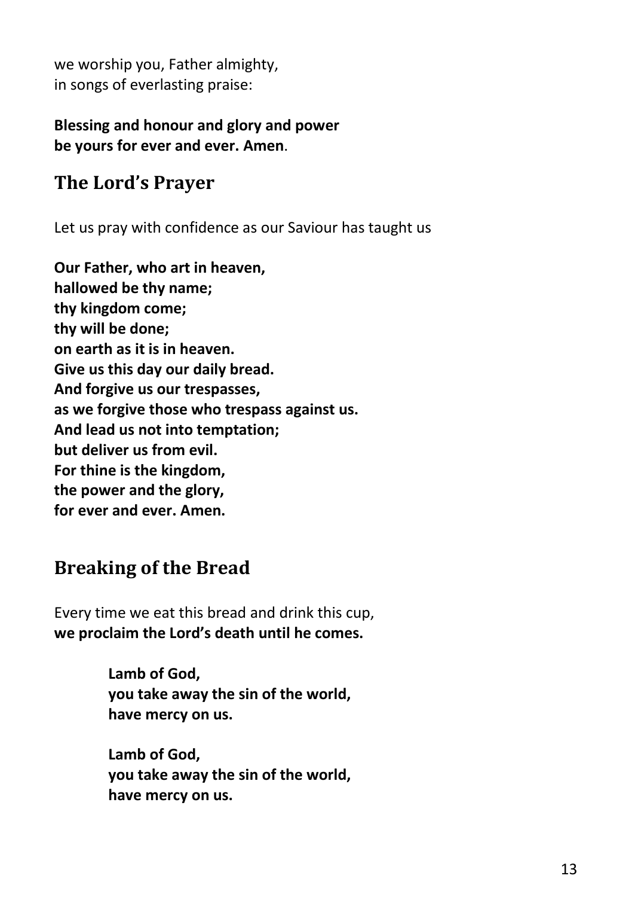we worship you, Father almighty,
in songs of everlasting praise:

**Blessing and honour and glory and power**
**be yours for ever and ever. Amen**.

## The Lord's Prayer

Let us pray with confidence as our Saviour has taught us

**Our Father, who art in heaven,**
**hallowed be thy name;**
**thy kingdom come;**
**thy will be done;**
**on earth as it is in heaven.**
**Give us this day our daily bread.**
**And forgive us our trespasses,**
**as we forgive those who trespass against us.**
**And lead us not into temptation;**
**but deliver us from evil.**
**For thine is the kingdom,**
**the power and the glory,**
**for ever and ever. Amen.**

## Breaking of the Bread

Every time we eat this bread and drink this cup,
**we proclaim the Lord's death until he comes.**

> **Lamb of God,**
> **you take away the sin of the world,**
> **have mercy on us.**
>
> **Lamb of God,**
> **you take away the sin of the world,**
> **have mercy on us.**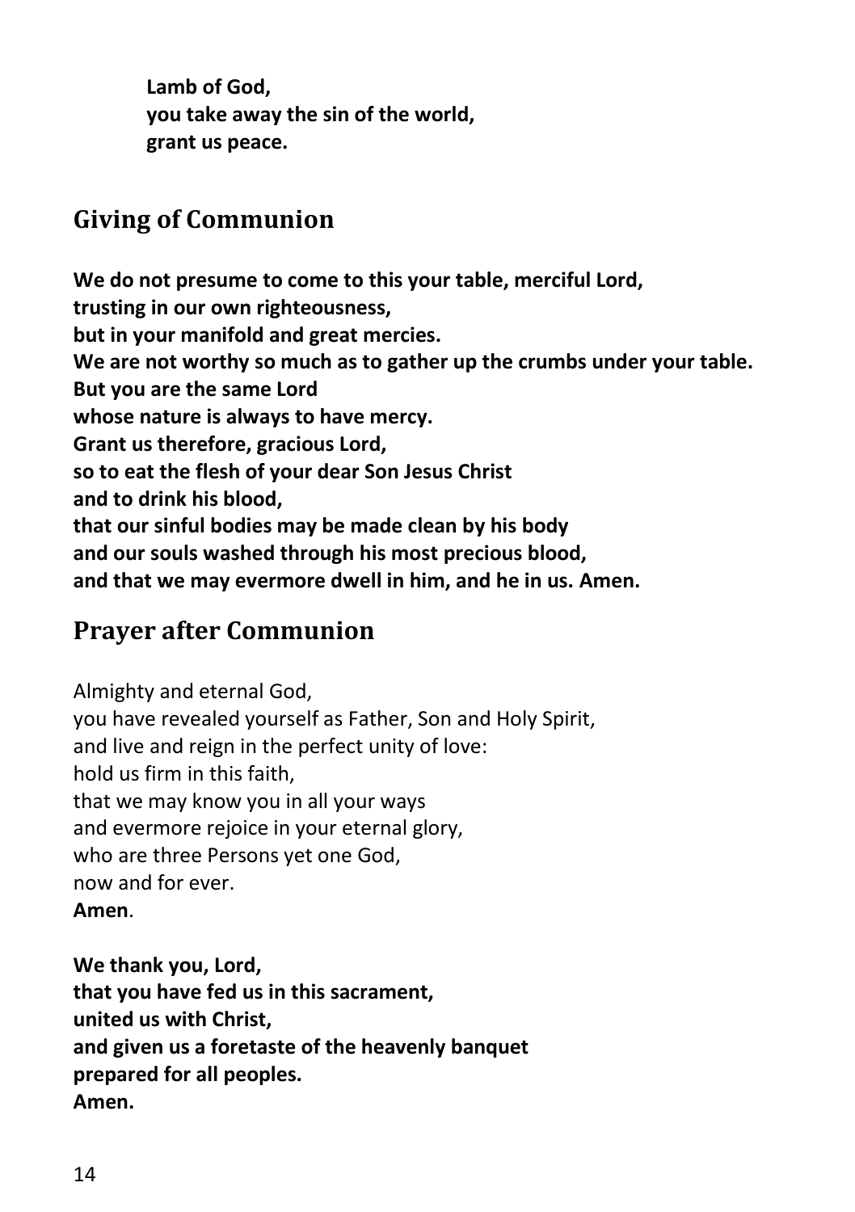**Lamb of God,**
**you take away the sin of the world,**
**grant us peace.**

## Giving of Communion

**We do not presume to come to this your table, merciful Lord,**
**trusting in our own righteousness,**
**but in your manifold and great mercies.**
**We are not worthy so much as to gather up the crumbs under your table.**
**But you are the same Lord**
**whose nature is always to have mercy.**
**Grant us therefore, gracious Lord,**
**so to eat the flesh of your dear Son Jesus Christ**
**and to drink his blood,**
**that our sinful bodies may be made clean by his body**
**and our souls washed through his most precious blood,**
**and that we may evermore dwell in him, and he in us. Amen.**

## Prayer after Communion

Almighty and eternal God,
you have revealed yourself as Father, Son and Holy Spirit,
and live and reign in the perfect unity of love:
hold us firm in this faith,
that we may know you in all your ways
and evermore rejoice in your eternal glory,
who are three Persons yet one God,
now and for ever.
**Amen**.

**We thank you, Lord,**
**that you have fed us in this sacrament,**
**united us with Christ,**
**and given us a foretaste of the heavenly banquet**
**prepared for all peoples.**
**Amen.**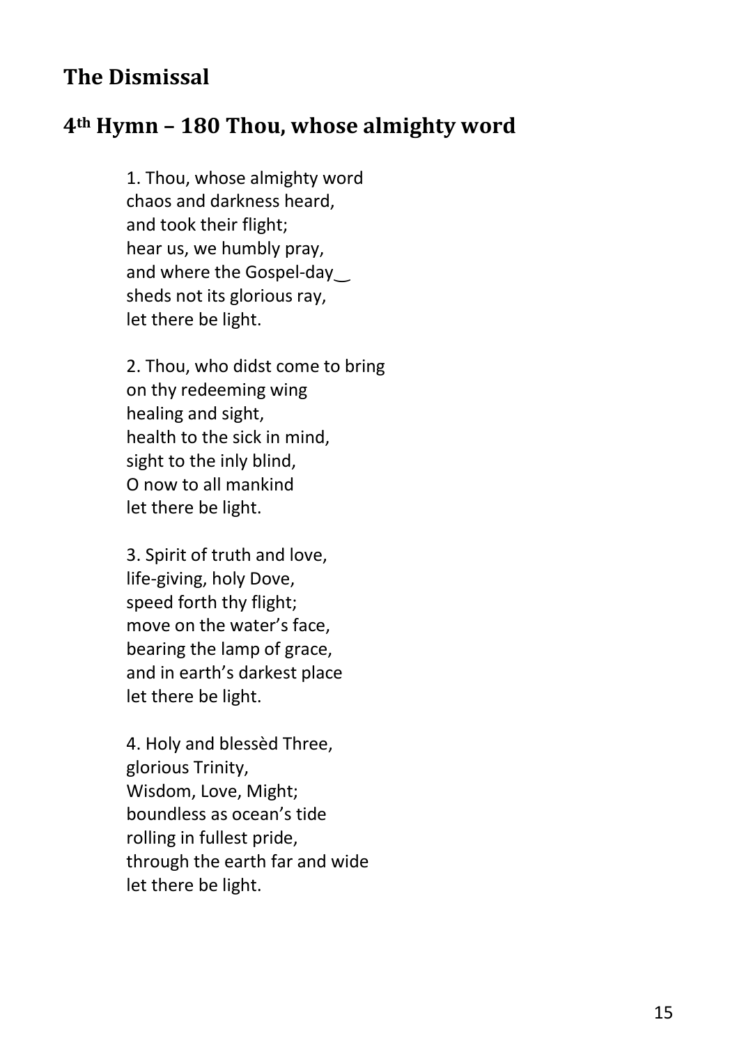## The Dismissal

## 4th Hymn – 180 Thou, whose almighty word

1. Thou, whose almighty word  
chaos and darkness heard,  
and took their flight;  
hear us, we humbly pray,  
and where the Gospel-day‿  
sheds not its glorious ray,  
let there be light.

2. Thou, who didst come to bring  
on thy redeeming wing  
healing and sight,  
health to the sick in mind,  
sight to the inly blind,  
O now to all mankind  
let there be light.

3. Spirit of truth and love,  
life-giving, holy Dove,  
speed forth thy flight;  
move on the water's face,  
bearing the lamp of grace,  
and in earth's darkest place  
let there be light.

4. Holy and blessèd Three,  
glorious Trinity,  
Wisdom, Love, Might;  
boundless as ocean's tide  
rolling in fullest pride,  
through the earth far and wide  
let there be light.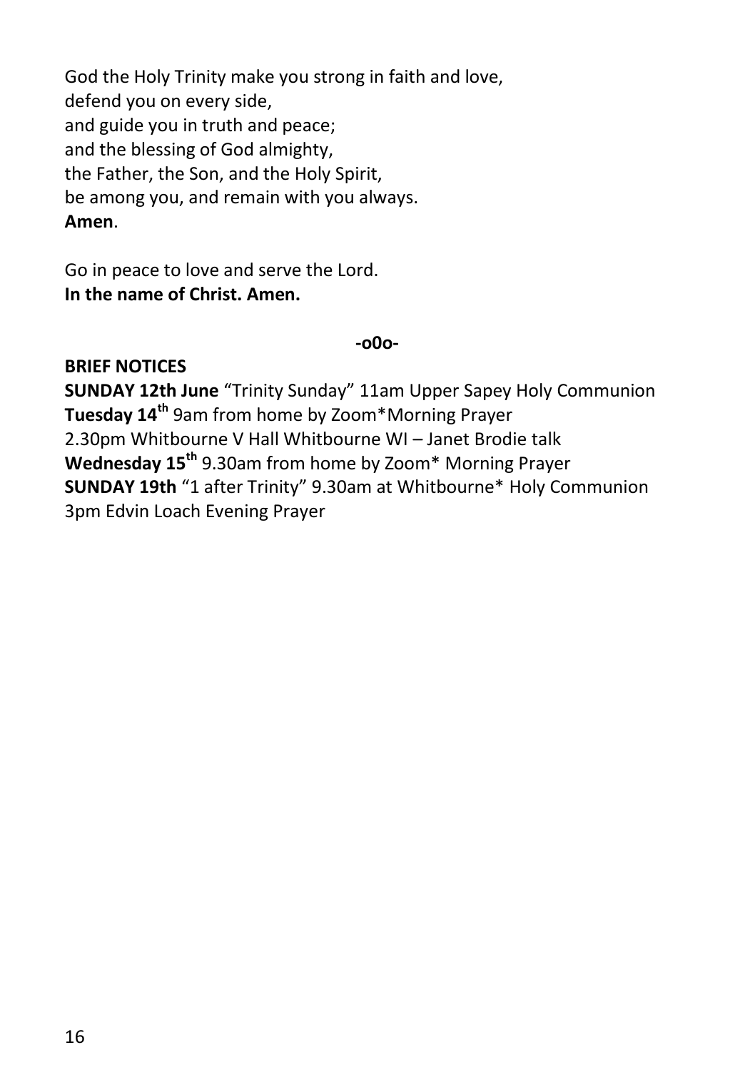God the Holy Trinity make you strong in faith and love,
defend you on every side,
and guide you in truth and peace;
and the blessing of God almighty,
the Father, the Son, and the Holy Spirit,
be among you, and remain with you always.
**Amen**.

Go in peace to love and serve the Lord.
**In the name of Christ. Amen.**

**-o0o-**

**BRIEF NOTICES**
**SUNDAY 12th June** "Trinity Sunday" 11am Upper Sapey Holy Communion
**Tuesday 14th** 9am from home by Zoom*Morning Prayer
2.30pm Whitbourne V Hall Whitbourne WI – Janet Brodie talk
**Wednesday 15th** 9.30am from home by Zoom* Morning Prayer
**SUNDAY 19th** "1 after Trinity" 9.30am at Whitbourne* Holy Communion
3pm Edvin Loach Evening Prayer